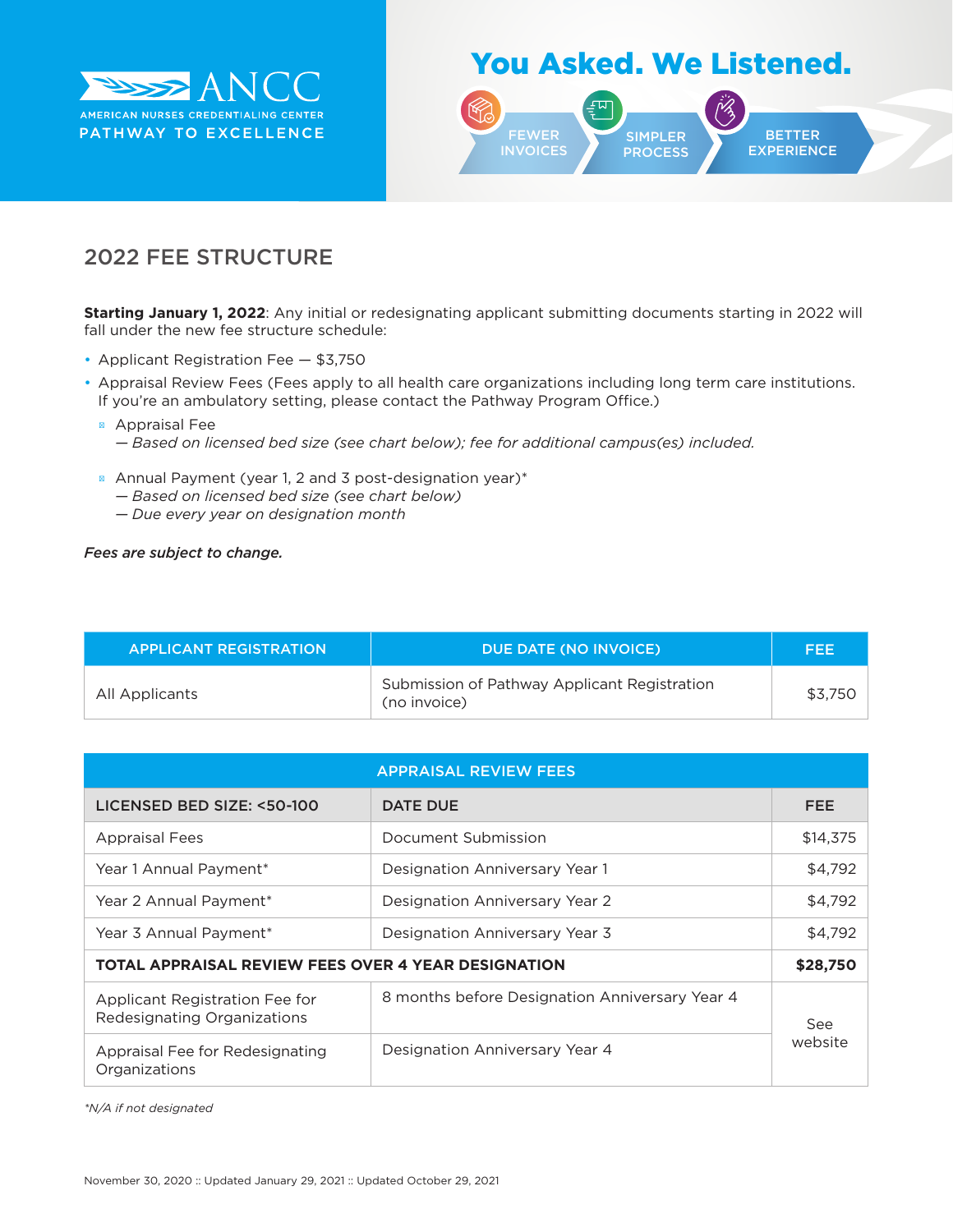ANCC
AMERICAN NURSES CREDENTIALING CENTER
PATHWAY TO EXCELLENCE

# You Asked. We Listened.

FEWER INVOICES | SIMPLER PROCESS | BETTER EXPERIENCE

## 2022 FEE STRUCTURE

**Starting January 1, 2022**: Any initial or redesignating applicant submitting documents starting in 2022 will fall under the new fee structure schedule:

- Applicant Registration Fee — $3,750
- Appraisal Review Fees (Fees apply to all health care organizations including long term care institutions. If you're an ambulatory setting, please contact the Pathway Program Office.)
  - Appraisal Fee
    — *Based on licensed bed size (see chart below); fee for additional campus(es) included.*
  - Annual Payment (year 1, 2 and 3 post-designation year)*
    — *Based on licensed bed size (see chart below)*
    — *Due every year on designation month*

***Fees are subject to change.***

| APPLICANT REGISTRATION | DUE DATE (NO INVOICE) | FEE |
|---|---|---|
| All Applicants | Submission of Pathway Applicant Registration (no invoice) | $3,750 |

| APPRAISAL REVIEW FEES | | |
|---|---|---|
| **LICENSED BED SIZE: <50-100** | **DATE DUE** | **FEE** |
| Appraisal Fees | Document Submission | $14,375 |
| Year 1 Annual Payment* | Designation Anniversary Year 1 | $4,792 |
| Year 2 Annual Payment* | Designation Anniversary Year 2 | $4,792 |
| Year 3 Annual Payment* | Designation Anniversary Year 3 | $4,792 |
| **TOTAL APPRAISAL REVIEW FEES OVER 4 YEAR DESIGNATION** | | **$28,750** |
| Applicant Registration Fee for Redesignating Organizations | 8 months before Designation Anniversary Year 4 | See website |
| Appraisal Fee for Redesignating Organizations | Designation Anniversary Year 4 | |

*\*N/A if not designated*

November 30, 2020 :: Updated January 29, 2021 :: Updated October 29, 2021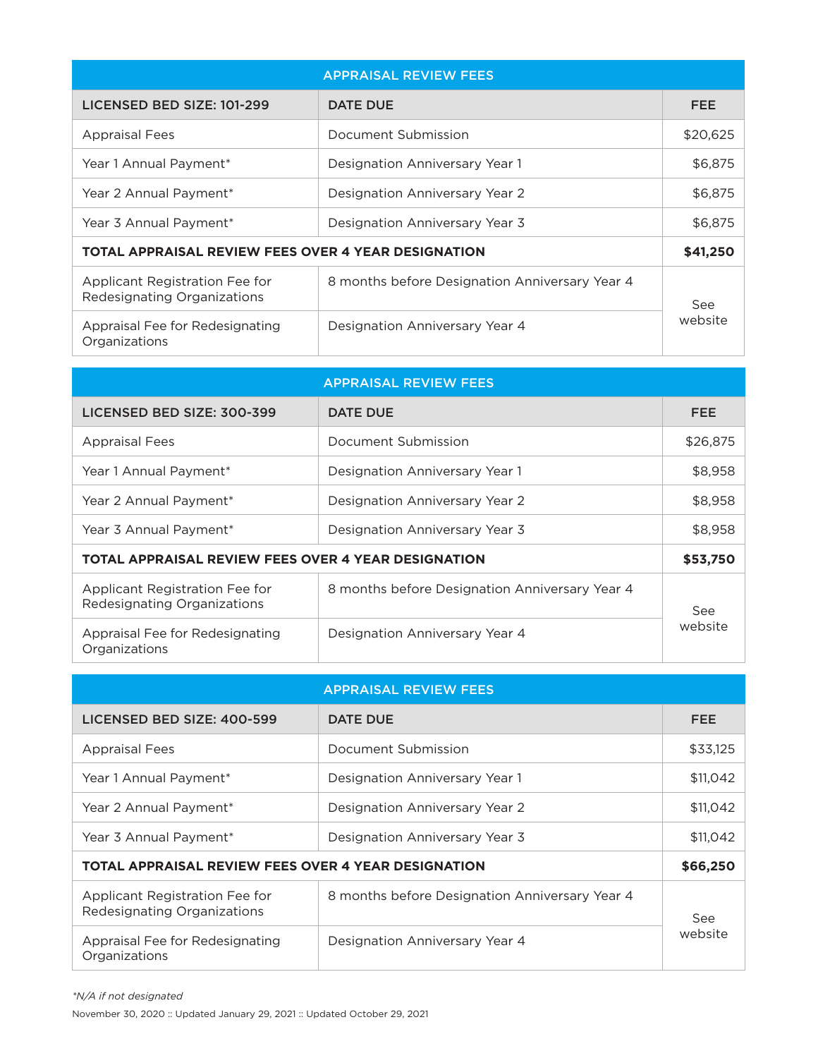| APPRAISAL REVIEW FEES | | |
|---|---|---|
| **LICENSED BED SIZE: 101-299** | **DATE DUE** | **FEE** |
| Appraisal Fees | Document Submission | $20,625 |
| Year 1 Annual Payment* | Designation Anniversary Year 1 | $6,875 |
| Year 2 Annual Payment* | Designation Anniversary Year 2 | $6,875 |
| Year 3 Annual Payment* | Designation Anniversary Year 3 | $6,875 |
| **TOTAL APPRAISAL REVIEW FEES OVER 4 YEAR DESIGNATION** | | **$41,250** |
| Applicant Registration Fee for Redesignating Organizations | 8 months before Designation Anniversary Year 4 | See website |
| Appraisal Fee for Redesignating Organizations | Designation Anniversary Year 4 | |

| APPRAISAL REVIEW FEES | | |
|---|---|---|
| **LICENSED BED SIZE: 300-399** | **DATE DUE** | **FEE** |
| Appraisal Fees | Document Submission | $26,875 |
| Year 1 Annual Payment* | Designation Anniversary Year 1 | $8,958 |
| Year 2 Annual Payment* | Designation Anniversary Year 2 | $8,958 |
| Year 3 Annual Payment* | Designation Anniversary Year 3 | $8,958 |
| **TOTAL APPRAISAL REVIEW FEES OVER 4 YEAR DESIGNATION** | | **$53,750** |
| Applicant Registration Fee for Redesignating Organizations | 8 months before Designation Anniversary Year 4 | See website |
| Appraisal Fee for Redesignating Organizations | Designation Anniversary Year 4 | |

| APPRAISAL REVIEW FEES | | |
|---|---|---|
| **LICENSED BED SIZE: 400-599** | **DATE DUE** | **FEE** |
| Appraisal Fees | Document Submission | $33,125 |
| Year 1 Annual Payment* | Designation Anniversary Year 1 | $11,042 |
| Year 2 Annual Payment* | Designation Anniversary Year 2 | $11,042 |
| Year 3 Annual Payment* | Designation Anniversary Year 3 | $11,042 |
| **TOTAL APPRAISAL REVIEW FEES OVER 4 YEAR DESIGNATION** | | **$66,250** |
| Applicant Registration Fee for Redesignating Organizations | 8 months before Designation Anniversary Year 4 | See website |
| Appraisal Fee for Redesignating Organizations | Designation Anniversary Year 4 | |

*\*N/A if not designated*

November 30, 2020 :: Updated January 29, 2021 :: Updated October 29, 2021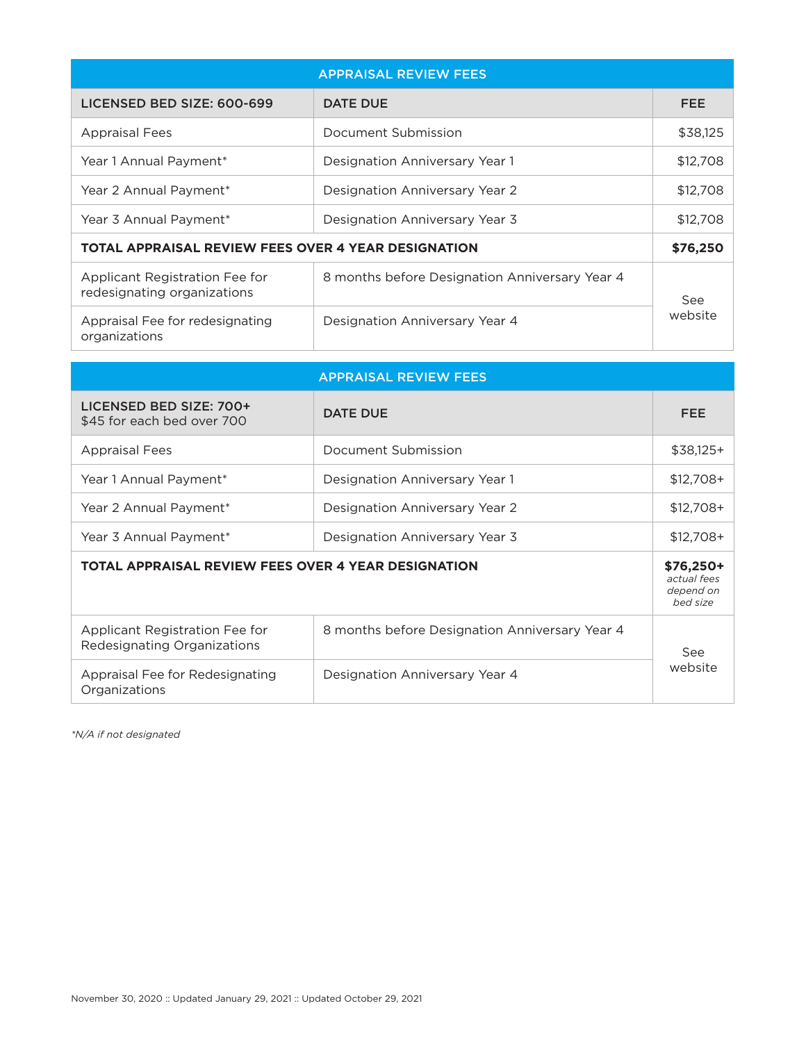| APPRAISAL REVIEW FEES | | |
|---|---|---|
| **LICENSED BED SIZE: 600-699** | **DATE DUE** | **FEE** |
| Appraisal Fees | Document Submission | $38,125 |
| Year 1 Annual Payment* | Designation Anniversary Year 1 | $12,708 |
| Year 2 Annual Payment* | Designation Anniversary Year 2 | $12,708 |
| Year 3 Annual Payment* | Designation Anniversary Year 3 | $12,708 |
| **TOTAL APPRAISAL REVIEW FEES OVER 4 YEAR DESIGNATION** | | **$76,250** |
| Applicant Registration Fee for redesignating organizations | 8 months before Designation Anniversary Year 4 | See website |
| Appraisal Fee for redesignating organizations | Designation Anniversary Year 4 | |

| APPRAISAL REVIEW FEES | | |
|---|---|---|
| **LICENSED BED SIZE: 700+** $45 for each bed over 700 | **DATE DUE** | **FEE** |
| Appraisal Fees | Document Submission | $38,125+ |
| Year 1 Annual Payment* | Designation Anniversary Year 1 | $12,708+ |
| Year 2 Annual Payment* | Designation Anniversary Year 2 | $12,708+ |
| Year 3 Annual Payment* | Designation Anniversary Year 3 | $12,708+ |
| **TOTAL APPRAISAL REVIEW FEES OVER 4 YEAR DESIGNATION** | | **$76,250+** *actual fees depend on bed size* |
| Applicant Registration Fee for Redesignating Organizations | 8 months before Designation Anniversary Year 4 | See website |
| Appraisal Fee for Redesignating Organizations | Designation Anniversary Year 4 | |

*\*N/A if not designated*

November 30, 2020 :: Updated January 29, 2021 :: Updated October 29, 2021